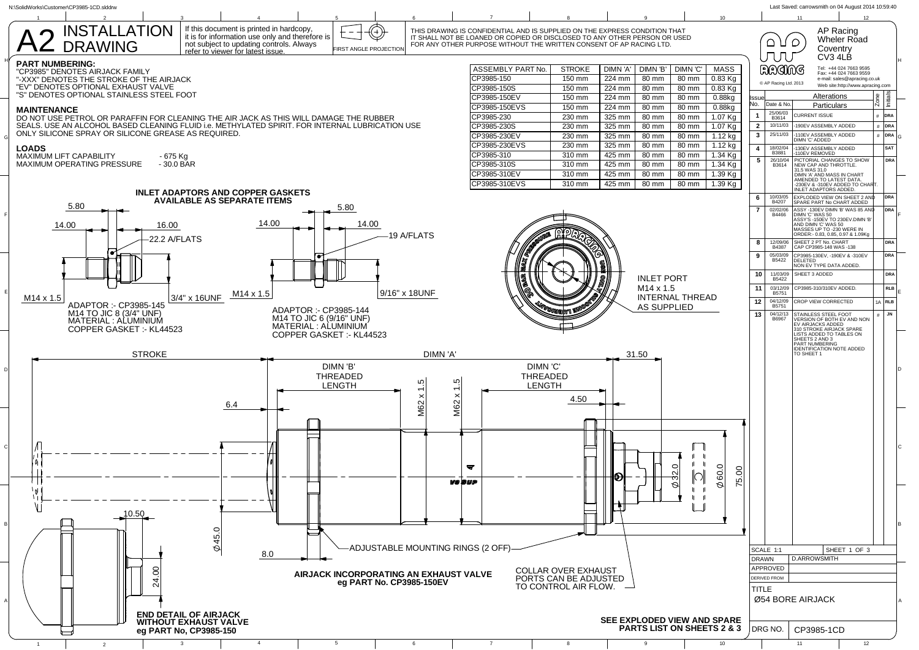# A2 INSTALLATION DRAWING

If this document is printed in hardcopy, it is for information use only and therefore is not subject to updating controls. Always refer to viewer for latest issue.

FIRST ANGLE PROJECTION

THIS DRAWING IS CONFIDENTIAL AND IS SUPPLIED ON THE EXPRESS CONDITION THAT IT SHALL NOT BE LOANED OR COPIED OR DISCLOSED TO ANY OTHER PERSON OR USED FOR ANY OTHER PURPOSE WITHOUT THE WRITTEN CONSENT OF AP RACING LTD.

AP Racing
Wheler Road
Coventry
CV3 4LB

Tel: +44 024 7663 9595
Fax: +44 024 7663 9559
e-mail: sales@apracing.co.uk
Web site:http://www.apracing.com

© AP Racing Ltd. 2013

## PART NUMBERING:

"CP3985" DENOTES AIRJACK FAMILY
"-XXX" DENOTES THE STROKE OF THE AIRJACK
"EV" DENOTES OPTIONAL EXHAUST VALVE
"S" DENOTES OPTIONAL STAINLESS STEEL FOOT

## MAINTENANCE

DO NOT USE PETROL OR PARAFFIN FOR CLEANING THE AIR JACK AS THIS WILL DAMAGE THE RUBBER SEALS. USE AN ALCOHOL BASED CLEANING FLUID i.e. METHYLATED SPIRIT. FOR INTERNAL LUBRICATION USE ONLY SILICONE SPRAY OR SILICONE GREASE AS REQUIRED.

## LOADS

MAXIMUM LIFT CAPABILITY - 675 Kg
MAXIMUM OPERATING PRESSURE - 30.0 BAR

| ASSEMBLY PART No. | STROKE | DIMN 'A' | DIMN 'B' | DIMN 'C' | MASS |
|---|---|---|---|---|---|
| CP3985-150 | 150 mm | 224 mm | 80 mm | 80 mm | 0.83 Kg |
| CP3985-150S | 150 mm | 224 mm | 80 mm | 80 mm | 0.83 Kg |
| CP3985-150EV | 150 mm | 224 mm | 80 mm | 80 mm | 0.88kg |
| CP3985-150EVS | 150 mm | 224 mm | 80 mm | 80 mm | 0.88kg |
| CP3985-230 | 230 mm | 325 mm | 80 mm | 80 mm | 1.07 Kg |
| CP3985-230S | 230 mm | 325 mm | 80 mm | 80 mm | 1.07 Kg |
| CP3985-230EV | 230 mm | 325 mm | 80 mm | 80 mm | 1.12 kg |
| CP3985-230EVS | 230 mm | 325 mm | 80 mm | 80 mm | 1.12 kg |
| CP3985-310 | 310 mm | 425 mm | 80 mm | 80 mm | 1.34 Kg |
| CP3985-310S | 310 mm | 425 mm | 80 mm | 80 mm | 1.34 Kg |
| CP3985-310EV | 310 mm | 425 mm | 80 mm | 80 mm | 1.39 Kg |
| CP3985-310EVS | 310 mm | 425 mm | 80 mm | 80 mm | 1.39 Kg |

| Issue No. | Date & No. | Alterations / Particulars | Zone | Initials |
|---|---|---|---|---|
| 1 | 25/06/03 B3614 | CURRENT ISSUE | # | DRA |
| 2 | 10/11/03 | -190EV ASSEMBLY ADDED | # | DRA |
| 3 | 25/11/03 | -110EV ASSEMBLY ADDED DIMN 'C' ADDED | # | DRA |
| 4 | 18/02/04 B3881 | -130EV ASSEMBLY ADDED -110EV REMOVED | | SAT |
| 5 | 26/10/04 B3614 | PICTORIAL CHANGES TO SHOW NEW CAP AND THROTTLE. 31.5 WAS 31.0 DIMN 'A' AND MASS IN CHART AMENDED TO LATEST DATA. -230EV & -310EV ADDED TO CHART. INLET ADAPTORS ADDED. | | DRA |
| 6 | 10/03/05 B4207 | EXPLODED VIEW ON SHEET 2 AND SPARE PART No CHART ADDED | | DRA |
| 7 | 02/02/06 B4466 | ASSY -130EV DIMN 'B' WAS 85 AND DIMN 'C' WAS 50 ASSY'S -150EV TO 230EV.DIMN 'B' AND DIMN 'C' WAS 50 MASSES UP TO -230 WERE IN ORDER:- 0.83, 0.85, 0.97 & 1.09Kg | | DRA |
| 8 | 12/09/06 B4387 | SHEET 2 PT No. CHART CAP CP3985-148 WAS -138 | | DRA |
| 9 | 05/03/09 B5422 | CP3985-130EV, -190EV & -310EV DELETED NON EV TYPE DATA ADDED. | | DRA |
| 10 | 11/03/09 B5422 | SHEET 3 ADDED | | DRA |
| 11 | 03/12/09 B5751 | CP3985-310/310EV ADDED. | | RLB |
| 12 | 04/12/09 B5751 | CROP VIEW CORRECTED | 1A | RLB |
| 13 | 04/12/13 B6967 | STAINLESS STEEL FOOT VERSION OF BOTH EV AND NON EV AIRJACKS ADDED 310 STROKE AIRJACK SPARE LISTS ADDED TO TABLES ON SHEETS 2 AND 3 PART NUMBERING IDENTIFICATION NOTE ADDED TO SHEET 1 | # | JN |

## INLET ADAPTORS AND COPPER GASKETS AVAILABLE AS SEPARATE ITEMS

5.80 · 14.00 · 16.00 · 22.2 A/FLATS · M14 x 1.5 · 3/4" x 16UNF

ADAPTOR :- CP3985-145
M14 TO JIC 8 (3/4" UNF)
MATERIAL : ALUMINIUM
COPPER GASKET :- KL44523

5.80 · 14.00 · 14.00 · 19 A/FLATS · M14 x 1.5 · 9/16" x 18UNF

ADAPTOR :- CP3985-144
M14 TO JIC 6 (9/16" UNF)
MATERIAL : ALUMINIUM
COPPER GASKET :- KL44523

INLET PORT
M14 x 1.5
INTERNAL THREAD
AS SUPPLIED

STROKE · DIMN 'A' · 31.50 · DIMN 'B' THREADED LENGTH · DIMN 'C' THREADED LENGTH · M62 x 1.5 · M62 x 1.5 · 6.4 · 4.50 · Ø32.0 · Ø60.0 · 75.00 · 10.50 · Ø45.0 · 8.0 · 24.00

ADJUSTABLE MOUNTING RINGS (2 OFF)

**AIRJACK INCORPORATING AN EXHAUST VALVE eg PART No. CP3985-150EV**

COLLAR OVER EXHAUST PORTS CAN BE ADJUSTED TO CONTROL AIR FLOW.

**END DETAIL OF AIRJACK WITHOUT EXHAUST VALVE eg PART No, CP3985-150**

**SEE EXPLODED VIEW AND SPARE PARTS LIST ON SHEETS 2 & 3**

SCALE 1:1 · SHEET 1 OF 3
DRAWN: D.ARROWSMITH
APPROVED:
DERIVED FROM:
TITLE: Ø54 BORE AIRJACK
DRG NO. CP3985-1CD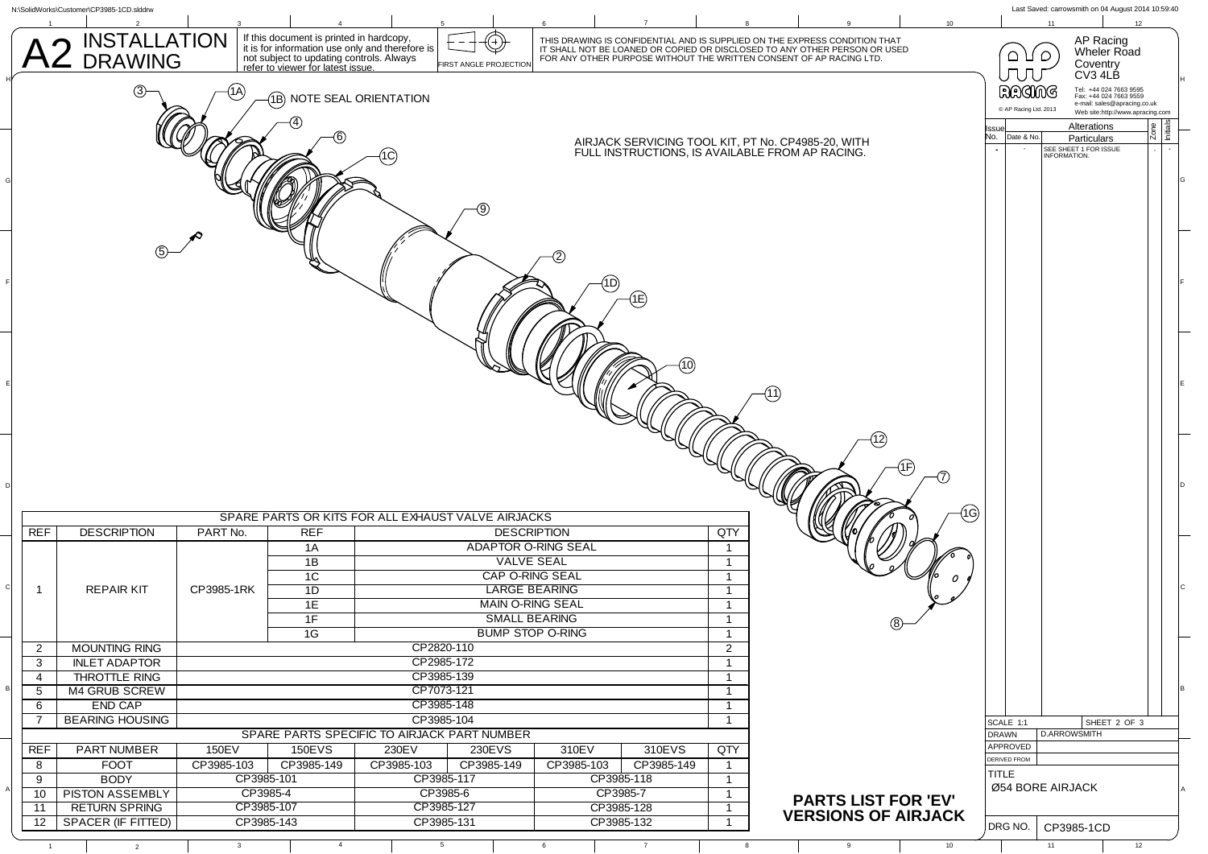# A2 INSTALLATION DRAWING

If this document is printed in hardcopy, it is for information use only and therefore is not subject to updating controls. Always refer to viewer for latest issue.

FIRST ANGLE PROJECTION

THIS DRAWING IS CONFIDENTIAL AND IS SUPPLIED ON THE EXPRESS CONDITION THAT IT SHALL NOT BE LOANED OR COPIED OR DISCLOSED TO ANY OTHER PERSON OR USED FOR ANY OTHER PURPOSE WITHOUT THE WRITTEN CONSENT OF AP RACING LTD.

AP Racing
Wheler Road
Coventry
CV3 4LB
Tel: +44 024 7663 9595
Fax: +44 024 7663 9559
e-mail: sales@apracing.co.uk
Web site:http://www.apracing.com
© AP Racing Ltd. 2013

| Issue No. | Date & No. | Alterations Particulars | Zone | Initials |
|---|---|---|---|---|
| - | - | SEE SHEET 1 FOR ISSUE INFORMATION. | - | - |

(1B) NOTE SEAL ORIENTATION

AIRJACK SERVICING TOOL KIT, PT No. CP4985-20, WITH FULL INSTRUCTIONS, IS AVAILABLE FROM AP RACING.

| SPARE PARTS OR KITS FOR ALL EXHAUST VALVE AIRJACKS | | | | | |
|---|---|---|---|---|---|
| REF | DESCRIPTION | PART No. | REF | DESCRIPTION | QTY |
| 1 | REPAIR KIT | CP3985-1RK | 1A | ADAPTOR O-RING SEAL | 1 |
| | | | 1B | VALVE SEAL | 1 |
| | | | 1C | CAP O-RING SEAL | 1 |
| | | | 1D | LARGE BEARING | 1 |
| | | | 1E | MAIN O-RING SEAL | 1 |
| | | | 1F | SMALL BEARING | 1 |
| | | | 1G | BUMP STOP O-RING | 1 |
| 2 | MOUNTING RING | CP2820-110 | | | 2 |
| 3 | INLET ADAPTOR | CP2985-172 | | | 1 |
| 4 | THROTTLE RING | CP3985-139 | | | 1 |
| 5 | M4 GRUB SCREW | CP7073-121 | | | 1 |
| 6 | END CAP | CP3985-148 | | | 1 |
| 7 | BEARING HOUSING | CP3985-104 | | | 1 |

| SPARE PARTS SPECIFIC TO AIRJACK PART NUMBER | | | | | | | | |
|---|---|---|---|---|---|---|---|---|
| REF | PART NUMBER | 150EV | 150EVS | 230EV | 230EVS | 310EV | 310EVS | QTY |
| 8 | FOOT | CP3985-103 | CP3985-149 | CP3985-103 | CP3985-149 | CP3985-103 | CP3985-149 | 1 |
| 9 | BODY | CP3985-101 | | CP3985-117 | | CP3985-118 | | 1 |
| 10 | PISTON ASSEMBLY | CP3985-4 | | CP3985-6 | | CP3985-7 | | 1 |
| 11 | RETURN SPRING | CP3985-107 | | CP3985-127 | | CP3985-128 | | 1 |
| 12 | SPACER (IF FITTED) | CP3985-143 | | CP3985-131 | | CP3985-132 | | 1 |

## PARTS LIST FOR 'EV' VERSIONS OF AIRJACK

SCALE 1:1 | SHEET 2 OF 3
DRAWN: D.ARROWSMITH
APPROVED:
DERIVED FROM:
TITLE: Ø54 BORE AIRJACK
DRG NO. CP3985-1CD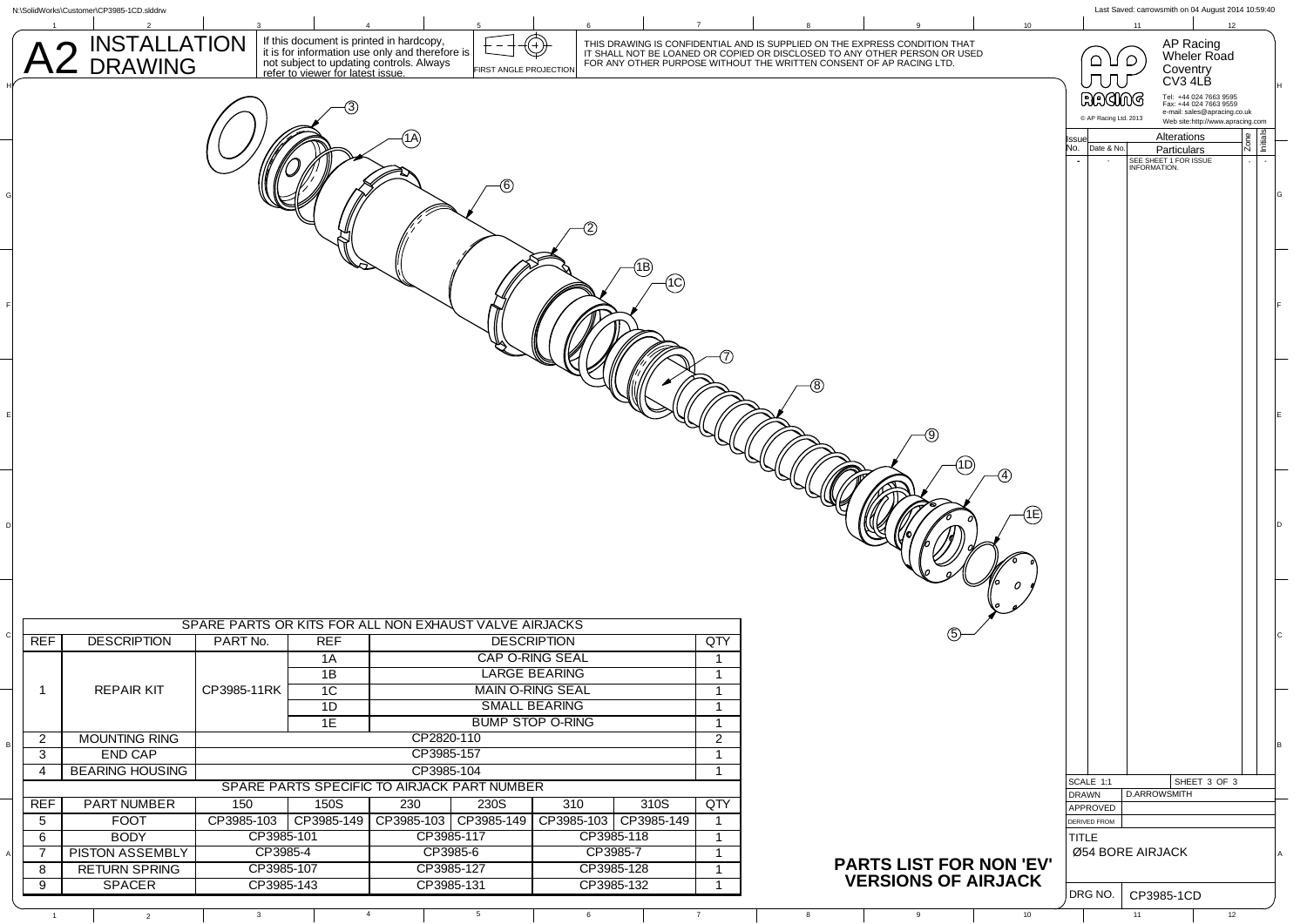N:\SolidWorks\Customer\CP3985-1CD.slddrw

Last Saved: carrowsmith on 04 August 2014 10:59:40

# A2 INSTALLATION DRAWING

If this document is printed in hardcopy, it is for information use only and therefore is not subject to updating controls. Always refer to viewer for latest issue.

FIRST ANGLE PROJECTION

THIS DRAWING IS CONFIDENTIAL AND IS SUPPLIED ON THE EXPRESS CONDITION THAT IT SHALL NOT BE LOANED OR COPIED OR DISCLOSED TO ANY OTHER PERSON OR USED FOR ANY OTHER PURPOSE WITHOUT THE WRITTEN CONSENT OF AP RACING LTD.

AP Racing
Wheler Road
Coventry
CV3 4LB

Tel: +44 024 7663 9595
Fax: +44 024 7663 9559
e-mail: sales@apracing.co.uk
Web site:http://www.apracing.com

© AP Racing Ltd. 2013

| Issue No. | Date & No. | Alterations Particulars | Zone | Initials |
|---|---|---|---|---|
| - | - | SEE SHEET 1 FOR ISSUE INFORMATION. | - | - |

3 1A 6 2 1B 1C 7 8 9 1D 4 1E 5

| SPARE PARTS OR KITS FOR ALL NON EXHAUST VALVE AIRJACKS | | | | | | | | |
|---|---|---|---|---|---|---|---|---|
| REF | DESCRIPTION | PART No. | REF | DESCRIPTION | | | | QTY |
| 1 | REPAIR KIT | CP3985-11RK | 1A | CAP O-RING SEAL | | | | 1 |
| | | | 1B | LARGE BEARING | | | | 1 |
| | | | 1C | MAIN O-RING SEAL | | | | 1 |
| | | | 1D | SMALL BEARING | | | | 1 |
| | | | 1E | BUMP STOP O-RING | | | | 1 |
| 2 | MOUNTING RING | CP2820-110 | | | | | | 2 |
| 3 | END CAP | CP3985-157 | | | | | | 1 |
| 4 | BEARING HOUSING | CP3985-104 | | | | | | 1 |
| SPARE PARTS SPECIFIC TO AIRJACK PART NUMBER | | | | | | | | |
| REF | PART NUMBER | 150 | 150S | 230 | 230S | 310 | 310S | QTY |
| 5 | FOOT | CP3985-103 | CP3985-149 | CP3985-103 | CP3985-149 | CP3985-103 | CP3985-149 | 1 |
| 6 | BODY | CP3985-101 | | CP3985-117 | | CP3985-118 | | 1 |
| 7 | PISTON ASSEMBLY | CP3985-4 | | CP3985-6 | | CP3985-7 | | 1 |
| 8 | RETURN SPRING | CP3985-107 | | CP3985-127 | | CP3985-128 | | 1 |
| 9 | SPACER | CP3985-143 | | CP3985-131 | | CP3985-132 | | 1 |

## PARTS LIST FOR NON 'EV' VERSIONS OF AIRJACK

| | |
|---|---|
| SCALE | 1:1 |
| SHEET | 3 OF 3 |
| DRAWN | D.ARROWSMITH |
| APPROVED | |
| DERIVED FROM | |
| TITLE | Ø54 BORE AIRJACK |
| DRG NO. | CP3985-1CD |